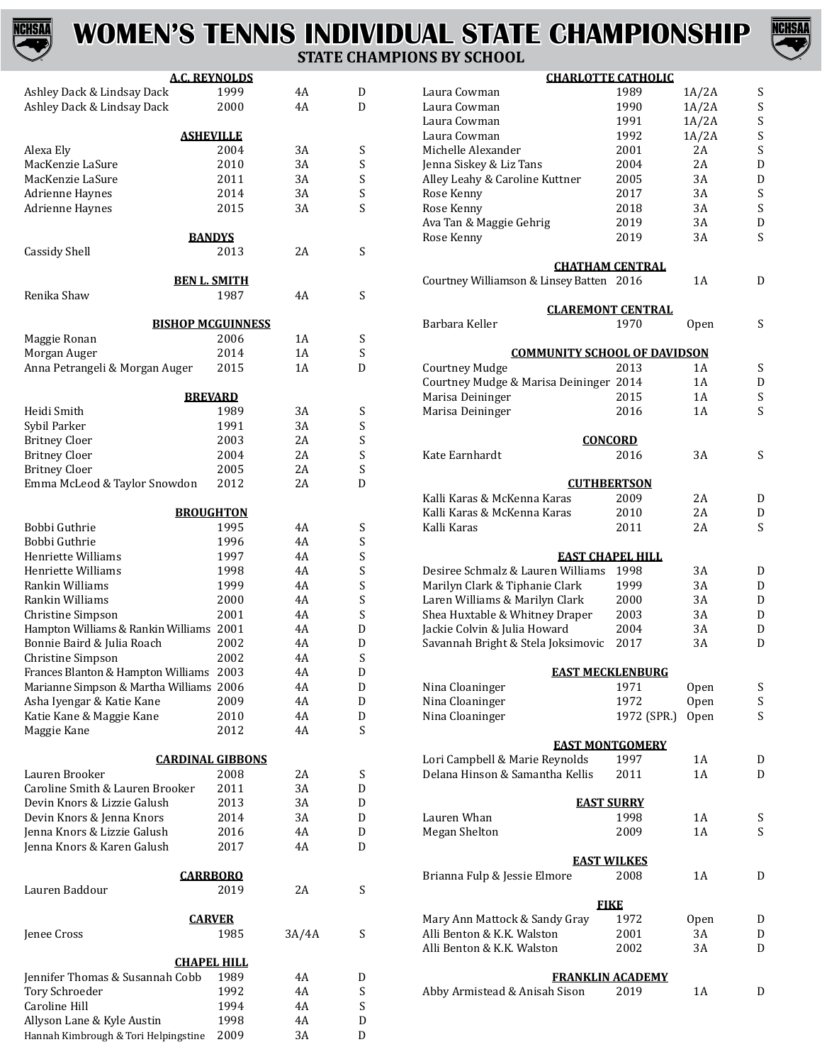# WOMEN'S TENNIS INDIVIDUAL STATE CHAMPIONSHIP

## STATE CHAMPIONS BY SCHOOL

### A.C. REYNOLDS

| Name | Year | Class | Type |
|---|---|---|---|
| Ashley Dack & Lindsay Dack | 1999 | 4A | D |
| Ashley Dack & Lindsay Dack | 2000 | 4A | D |

### ASHEVILLE

| Name | Year | Class | Type |
|---|---|---|---|
| Alexa Ely | 2004 | 3A | S |
| MacKenzie LaSure | 2010 | 3A | S |
| MacKenzie LaSure | 2011 | 3A | S |
| Adrienne Haynes | 2014 | 3A | S |
| Adrienne Haynes | 2015 | 3A | S |

### BANDYS

| Name | Year | Class | Type |
|---|---|---|---|
| Cassidy Shell | 2013 | 2A | S |

### BEN L. SMITH

| Name | Year | Class | Type |
|---|---|---|---|
| Renika Shaw | 1987 | 4A | S |

### BISHOP MCGUINNESS

| Name | Year | Class | Type |
|---|---|---|---|
| Maggie Ronan | 2006 | 1A | S |
| Morgan Auger | 2014 | 1A | S |
| Anna Petrangeli & Morgan Auger | 2015 | 1A | D |

### BREVARD

| Name | Year | Class | Type |
|---|---|---|---|
| Heidi Smith | 1989 | 3A | S |
| Sybil Parker | 1991 | 3A | S |
| Britney Cloer | 2003 | 2A | S |
| Britney Cloer | 2004 | 2A | S |
| Britney Cloer | 2005 | 2A | S |
| Emma McLeod & Taylor Snowdon | 2012 | 2A | D |

### BROUGHTON

| Name | Year | Class | Type |
|---|---|---|---|
| Bobbi Guthrie | 1995 | 4A | S |
| Bobbi Guthrie | 1996 | 4A | S |
| Henriette Williams | 1997 | 4A | S |
| Henriette Williams | 1998 | 4A | S |
| Rankin Williams | 1999 | 4A | S |
| Rankin Williams | 2000 | 4A | S |
| Christine Simpson | 2001 | 4A | S |
| Hampton Williams & Rankin Williams | 2001 | 4A | D |
| Bonnie Baird & Julia Roach | 2002 | 4A | D |
| Christine Simpson | 2002 | 4A | S |
| Frances Blanton & Hampton Williams | 2003 | 4A | D |
| Marianne Simpson & Martha Williams | 2006 | 4A | D |
| Asha Iyengar & Katie Kane | 2009 | 4A | D |
| Katie Kane & Maggie Kane | 2010 | 4A | D |
| Maggie Kane | 2012 | 4A | S |

### CARDINAL GIBBONS

| Name | Year | Class | Type |
|---|---|---|---|
| Lauren Brooker | 2008 | 2A | S |
| Caroline Smith & Lauren Brooker | 2011 | 3A | D |
| Devin Knors & Lizzie Galush | 2013 | 3A | D |
| Devin Knors & Jenna Knors | 2014 | 3A | D |
| Jenna Knors & Lizzie Galush | 2016 | 4A | D |
| Jenna Knors & Karen Galush | 2017 | 4A | D |

### CARRBORO

| Name | Year | Class | Type |
|---|---|---|---|
| Lauren Baddour | 2019 | 2A | S |

### CARVER

| Name | Year | Class | Type |
|---|---|---|---|
| Jenee Cross | 1985 | 3A/4A | S |

### CHAPEL HILL

| Name | Year | Class | Type |
|---|---|---|---|
| Jennifer Thomas & Susannah Cobb | 1989 | 4A | D |
| Tory Schroeder | 1992 | 4A | S |
| Caroline Hill | 1994 | 4A | S |
| Allyson Lane & Kyle Austin | 1998 | 4A | D |
| Hannah Kimbrough & Tori Helpingstine | 2009 | 3A | D |

### CHARLOTTE CATHOLIC

| Name | Year | Class | Type |
|---|---|---|---|
| Laura Cowman | 1989 | 1A/2A | S |
| Laura Cowman | 1990 | 1A/2A | S |
| Laura Cowman | 1991 | 1A/2A | S |
| Laura Cowman | 1992 | 1A/2A | S |
| Michelle Alexander | 2001 | 2A | S |
| Jenna Siskey & Liz Tans | 2004 | 2A | D |
| Alley Leahy & Caroline Kuttner | 2005 | 3A | D |
| Rose Kenny | 2017 | 3A | S |
| Rose Kenny | 2018 | 3A | S |
| Ava Tan & Maggie Gehrig | 2019 | 3A | D |
| Rose Kenny | 2019 | 3A | S |

### CHATHAM CENTRAL

| Name | Year | Class | Type |
|---|---|---|---|
| Courtney Williamson & Linsey Batten | 2016 | 1A | D |

### CLAREMONT CENTRAL

| Name | Year | Class | Type |
|---|---|---|---|
| Barbara Keller | 1970 | Open | S |

### COMMUNITY SCHOOL OF DAVIDSON

| Name | Year | Class | Type |
|---|---|---|---|
| Courtney Mudge | 2013 | 1A | S |
| Courtney Mudge & Marisa Deininger | 2014 | 1A | D |
| Marisa Deininger | 2015 | 1A | S |
| Marisa Deininger | 2016 | 1A | S |

### CONCORD

| Name | Year | Class | Type |
|---|---|---|---|
| Kate Earnhardt | 2016 | 3A | S |

### CUTHBERTSON

| Name | Year | Class | Type |
|---|---|---|---|
| Kalli Karas & McKenna Karas | 2009 | 2A | D |
| Kalli Karas & McKenna Karas | 2010 | 2A | D |
| Kalli Karas | 2011 | 2A | S |

### EAST CHAPEL HILL

| Name | Year | Class | Type |
|---|---|---|---|
| Desiree Schmalz & Lauren Williams | 1998 | 3A | D |
| Marilyn Clark & Tiphanie Clark | 1999 | 3A | D |
| Laren Williams & Marilyn Clark | 2000 | 3A | D |
| Shea Huxtable & Whitney Draper | 2003 | 3A | D |
| Jackie Colvin & Julia Howard | 2004 | 3A | D |
| Savannah Bright & Stela Joksimovic | 2017 | 3A | D |

### EAST MECKLENBURG

| Name | Year | Class | Type |
|---|---|---|---|
| Nina Cloaninger | 1971 | Open | S |
| Nina Cloaninger | 1972 | Open | S |
| Nina Cloaninger | 1972 (SPR.) | Open | S |

### EAST MONTGOMERY

| Name | Year | Class | Type |
|---|---|---|---|
| Lori Campbell & Marie Reynolds | 1997 | 1A | D |
| Delana Hinson & Samantha Kellis | 2011 | 1A | D |

### EAST SURRY

| Name | Year | Class | Type |
|---|---|---|---|
| Lauren Whan | 1998 | 1A | S |
| Megan Shelton | 2009 | 1A | S |

### EAST WILKES

| Name | Year | Class | Type |
|---|---|---|---|
| Brianna Fulp & Jessie Elmore | 2008 | 1A | D |

### FIKE

| Name | Year | Class | Type |
|---|---|---|---|
| Mary Ann Mattock & Sandy Gray | 1972 | Open | D |
| Alli Benton & K.K. Walston | 2001 | 3A | D |
| Alli Benton & K.K. Walston | 2002 | 3A | D |

### FRANKLIN ACADEMY

| Name | Year | Class | Type |
|---|---|---|---|
| Abby Armistead & Anisah Sison | 2019 | 1A | D |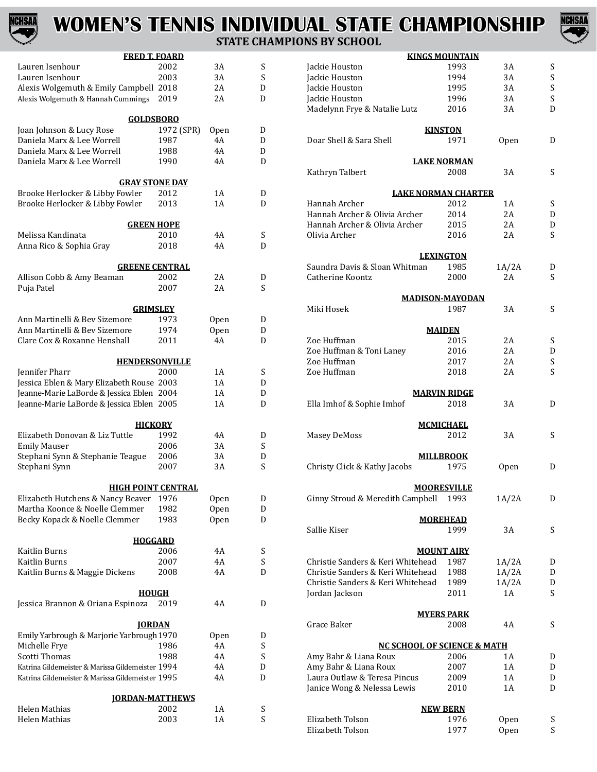# WOMEN'S TENNIS INDIVIDUAL STATE CHAMPIONSHIP

## STATE CHAMPIONS BY SCHOOL

### FRED T. FOARD

| Name | Year | Class | Type |
|---|---|---|---|
| Lauren Isenhour | 2002 | 3A | S |
| Lauren Isenhour | 2003 | 3A | S |
| Alexis Wolgemuth & Emily Campbell | 2018 | 2A | D |
| Alexis Wolgemuth & Hannah Cummings | 2019 | 2A | D |

### GOLDSBORO

| Name | Year | Class | Type |
|---|---|---|---|
| Joan Johnson & Lucy Rose | 1972 (SPR) | Open | D |
| Daniela Marx & Lee Worrell | 1987 | 4A | D |
| Daniela Marx & Lee Worrell | 1988 | 4A | D |
| Daniela Marx & Lee Worrell | 1990 | 4A | D |

### GRAY STONE DAY

| Name | Year | Class | Type |
|---|---|---|---|
| Brooke Herlocker & Libby Fowler | 2012 | 1A | D |
| Brooke Herlocker & Libby Fowler | 2013 | 1A | D |

### GREEN HOPE

| Name | Year | Class | Type |
|---|---|---|---|
| Melissa Kandinata | 2010 | 4A | S |
| Anna Rico & Sophia Gray | 2018 | 4A | D |

### GREENE CENTRAL

| Name | Year | Class | Type |
|---|---|---|---|
| Allison Cobb & Amy Beaman | 2002 | 2A | D |
| Puja Patel | 2007 | 2A | S |

### GRIMSLEY

| Name | Year | Class | Type |
|---|---|---|---|
| Ann Martinelli & Bev Sizemore | 1973 | Open | D |
| Ann Martinelli & Bev Sizemore | 1974 | Open | D |
| Clare Cox & Roxanne Henshall | 2011 | 4A | D |

### HENDERSONVILLE

| Name | Year | Class | Type |
|---|---|---|---|
| Jennifer Pharr | 2000 | 1A | S |
| Jessica Eblen & Mary Elizabeth Rouse | 2003 | 1A | D |
| Jeanne-Marie LaBorde & Jessica Eblen | 2004 | 1A | D |
| Jeanne-Marie LaBorde & Jessica Eblen | 2005 | 1A | D |

### HICKORY

| Name | Year | Class | Type |
|---|---|---|---|
| Elizabeth Donovan & Liz Tuttle | 1992 | 4A | D |
| Emily Mauser | 2006 | 3A | S |
| Stephani Synn & Stephanie Teague | 2006 | 3A | D |
| Stephani Synn | 2007 | 3A | S |

### HIGH POINT CENTRAL

| Name | Year | Class | Type |
|---|---|---|---|
| Elizabeth Hutchens & Nancy Beaver | 1976 | Open | D |
| Martha Koonce & Noelle Clemmer | 1982 | Open | D |
| Becky Kopack & Noelle Clemmer | 1983 | Open | D |

### HOGGARD

| Name | Year | Class | Type |
|---|---|---|---|
| Kaitlin Burns | 2006 | 4A | S |
| Kaitlin Burns | 2007 | 4A | S |
| Kaitlin Burns & Maggie Dickens | 2008 | 4A | D |

### HOUGH

| Name | Year | Class | Type |
|---|---|---|---|
| Jessica Brannon & Oriana Espinoza | 2019 | 4A | D |

### JORDAN

| Name | Year | Class | Type |
|---|---|---|---|
| Emily Yarbrough & Marjorie Yarbrough | 1970 | Open | D |
| Michelle Frye | 1986 | 4A | S |
| Scotti Thomas | 1988 | 4A | S |
| Katrina Gildemeister & Marissa Gildemeister | 1994 | 4A | D |
| Katrina Gildemeister & Marissa Gildemeister | 1995 | 4A | D |

### JORDAN-MATTHEWS

| Name | Year | Class | Type |
|---|---|---|---|
| Helen Mathias | 2002 | 1A | S |
| Helen Mathias | 2003 | 1A | S |

### KINGS MOUNTAIN

| Name | Year | Class | Type |
|---|---|---|---|
| Jackie Houston | 1993 | 3A | S |
| Jackie Houston | 1994 | 3A | S |
| Jackie Houston | 1995 | 3A | S |
| Jackie Houston | 1996 | 3A | S |
| Madelynn Frye & Natalie Lutz | 2016 | 3A | D |

### KINSTON

| Name | Year | Class | Type |
|---|---|---|---|
| Doar Shell & Sara Shell | 1971 | Open | D |

### LAKE NORMAN

| Name | Year | Class | Type |
|---|---|---|---|
| Kathryn Talbert | 2008 | 3A | S |

### LAKE NORMAN CHARTER

| Name | Year | Class | Type |
|---|---|---|---|
| Hannah Archer | 2012 | 1A | S |
| Hannah Archer & Olivia Archer | 2014 | 2A | D |
| Hannah Archer & Olivia Archer | 2015 | 2A | D |
| Olivia Archer | 2016 | 2A | S |

### LEXINGTON

| Name | Year | Class | Type |
|---|---|---|---|
| Saundra Davis & Sloan Whitman | 1985 | 1A/2A | D |
| Catherine Koontz | 2000 | 2A | S |

### MADISON-MAYODAN

| Name | Year | Class | Type |
|---|---|---|---|
| Miki Hosek | 1987 | 3A | S |

### MAIDEN

| Name | Year | Class | Type |
|---|---|---|---|
| Zoe Huffman | 2015 | 2A | S |
| Zoe Huffman & Toni Laney | 2016 | 2A | D |
| Zoe Huffman | 2017 | 2A | S |
| Zoe Huffman | 2018 | 2A | S |

### MARVIN RIDGE

| Name | Year | Class | Type |
|---|---|---|---|
| Ella Imhof & Sophie Imhof | 2018 | 3A | D |

### MCMICHAEL

| Name | Year | Class | Type |
|---|---|---|---|
| Masey DeMoss | 2012 | 3A | S |

### MILLBROOK

| Name | Year | Class | Type |
|---|---|---|---|
| Christy Click & Kathy Jacobs | 1975 | Open | D |

### MOORESVILLE

| Name | Year | Class | Type |
|---|---|---|---|
| Ginny Stroud & Meredith Campbell | 1993 | 1A/2A | D |

### MOREHEAD

| Name | Year | Class | Type |
|---|---|---|---|
| Sallie Kiser | 1999 | 3A | S |

### MOUNT AIRY

| Name | Year | Class | Type |
|---|---|---|---|
| Christie Sanders & Keri Whitehead | 1987 | 1A/2A | D |
| Christie Sanders & Keri Whitehead | 1988 | 1A/2A | D |
| Christie Sanders & Keri Whitehead | 1989 | 1A/2A | D |
| Jordan Jackson | 2011 | 1A | S |

### MYERS PARK

| Name | Year | Class | Type |
|---|---|---|---|
| Grace Baker | 2008 | 4A | S |

### NC SCHOOL OF SCIENCE & MATH

| Name | Year | Class | Type |
|---|---|---|---|
| Amy Bahr & Liana Roux | 2006 | 1A | D |
| Amy Bahr & Liana Roux | 2007 | 1A | D |
| Laura Outlaw & Teresa Pincus | 2009 | 1A | D |
| Janice Wong & Nelessa Lewis | 2010 | 1A | D |

### NEW BERN

| Name | Year | Class | Type |
|---|---|---|---|
| Elizabeth Tolson | 1976 | Open | S |
| Elizabeth Tolson | 1977 | Open | S |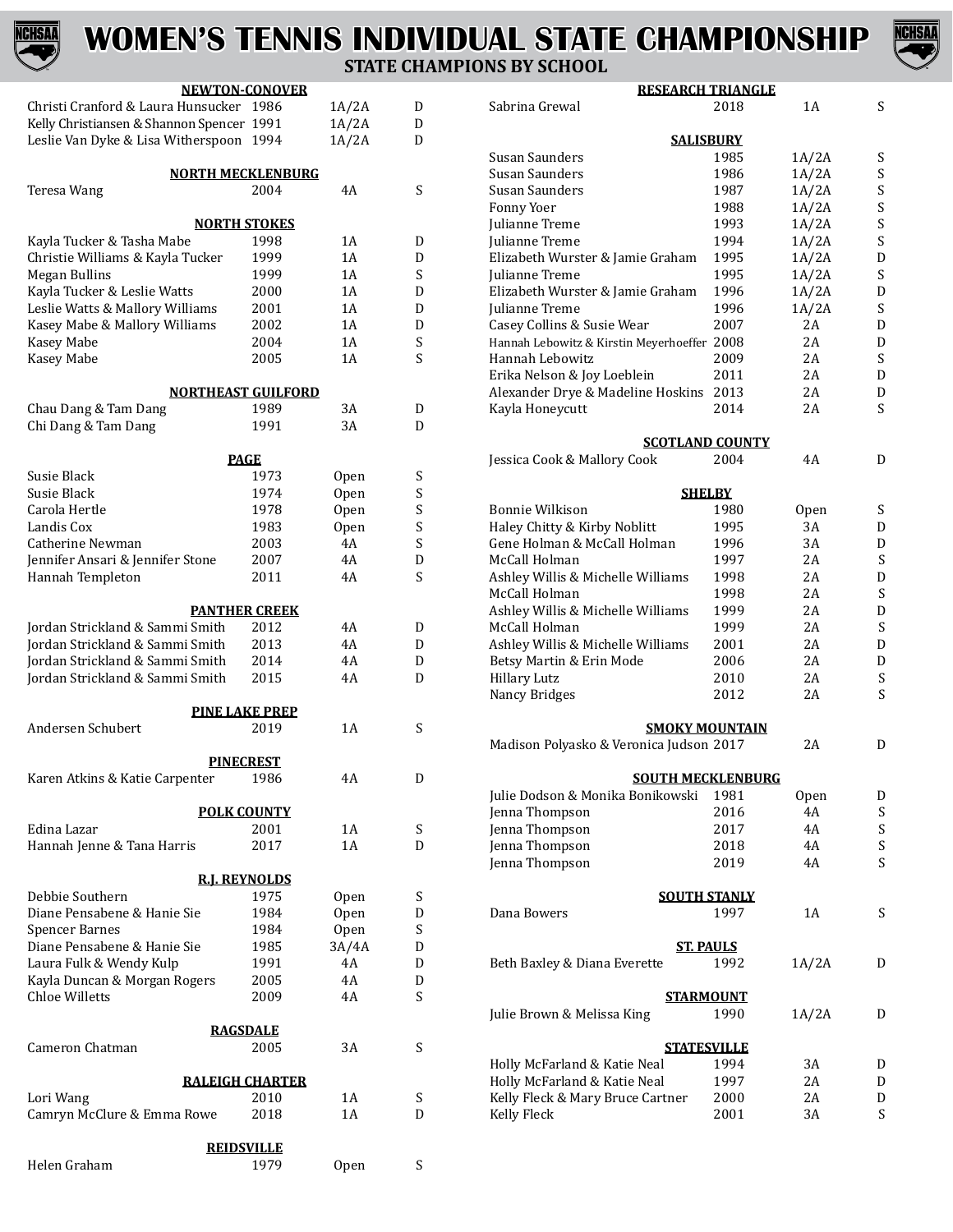# WOMEN'S TENNIS INDIVIDUAL STATE CHAMPIONSHIP

## STATE CHAMPIONS BY SCHOOL

### NEWTON-CONOVER

| Name | Year | Class | Type |
|---|---|---|---|
| Christi Cranford & Laura Hunsucker | 1986 | 1A/2A | D |
| Kelly Christiansen & Shannon Spencer | 1991 | 1A/2A | D |
| Leslie Van Dyke & Lisa Witherspoon | 1994 | 1A/2A | D |

### NORTH MECKLENBURG

| Name | Year | Class | Type |
|---|---|---|---|
| Teresa Wang | 2004 | 4A | S |

### NORTH STOKES

| Name | Year | Class | Type |
|---|---|---|---|
| Kayla Tucker & Tasha Mabe | 1998 | 1A | D |
| Christie Williams & Kayla Tucker | 1999 | 1A | D |
| Megan Bullins | 1999 | 1A | S |
| Kayla Tucker & Leslie Watts | 2000 | 1A | D |
| Leslie Watts & Mallory Williams | 2001 | 1A | D |
| Kasey Mabe & Mallory Williams | 2002 | 1A | D |
| Kasey Mabe | 2004 | 1A | S |
| Kasey Mabe | 2005 | 1A | S |

### NORTHEAST GUILFORD

| Name | Year | Class | Type |
|---|---|---|---|
| Chau Dang & Tam Dang | 1989 | 3A | D |
| Chi Dang & Tam Dang | 1991 | 3A | D |

### PAGE

| Name | Year | Class | Type |
|---|---|---|---|
| Susie Black | 1973 | Open | S |
| Susie Black | 1974 | Open | S |
| Carola Hertle | 1978 | Open | S |
| Landis Cox | 1983 | Open | S |
| Catherine Newman | 2003 | 4A | S |
| Jennifer Ansari & Jennifer Stone | 2007 | 4A | D |
| Hannah Templeton | 2011 | 4A | S |

### PANTHER CREEK

| Name | Year | Class | Type |
|---|---|---|---|
| Jordan Strickland & Sammi Smith | 2012 | 4A | D |
| Jordan Strickland & Sammi Smith | 2013 | 4A | D |
| Jordan Strickland & Sammi Smith | 2014 | 4A | D |
| Jordan Strickland & Sammi Smith | 2015 | 4A | D |

### PINE LAKE PREP

| Name | Year | Class | Type |
|---|---|---|---|
| Andersen Schubert | 2019 | 1A | S |

### PINECREST

| Name | Year | Class | Type |
|---|---|---|---|
| Karen Atkins & Katie Carpenter | 1986 | 4A | D |

### POLK COUNTY

| Name | Year | Class | Type |
|---|---|---|---|
| Edina Lazar | 2001 | 1A | S |
| Hannah Jenne & Tana Harris | 2017 | 1A | D |

### R.J. REYNOLDS

| Name | Year | Class | Type |
|---|---|---|---|
| Debbie Southern | 1975 | Open | S |
| Diane Pensabene & Hanie Sie | 1984 | Open | D |
| Spencer Barnes | 1984 | Open | S |
| Diane Pensabene & Hanie Sie | 1985 | 3A/4A | D |
| Laura Fulk & Wendy Kulp | 1991 | 4A | D |
| Kayla Duncan & Morgan Rogers | 2005 | 4A | D |
| Chloe Willetts | 2009 | 4A | S |

### RAGSDALE

| Name | Year | Class | Type |
|---|---|---|---|
| Cameron Chatman | 2005 | 3A | S |

### RALEIGH CHARTER

| Name | Year | Class | Type |
|---|---|---|---|
| Lori Wang | 2010 | 1A | S |
| Camryn McClure & Emma Rowe | 2018 | 1A | D |

### REIDSVILLE

| Name | Year | Class | Type |
|---|---|---|---|
| Helen Graham | 1979 | Open | S |

### RESEARCH TRIANGLE

| Name | Year | Class | Type |
|---|---|---|---|
| Sabrina Grewal | 2018 | 1A | S |

### SALISBURY

| Name | Year | Class | Type |
|---|---|---|---|
| Susan Saunders | 1985 | 1A/2A | S |
| Susan Saunders | 1986 | 1A/2A | S |
| Susan Saunders | 1987 | 1A/2A | S |
| Fonny Yoer | 1988 | 1A/2A | S |
| Julianne Treme | 1993 | 1A/2A | S |
| Julianne Treme | 1994 | 1A/2A | S |
| Elizabeth Wurster & Jamie Graham | 1995 | 1A/2A | D |
| Julianne Treme | 1995 | 1A/2A | S |
| Elizabeth Wurster & Jamie Graham | 1996 | 1A/2A | D |
| Julianne Treme | 1996 | 1A/2A | S |
| Casey Collins & Susie Wear | 2007 | 2A | D |
| Hannah Lebowitz & Kirstin Meyerhoeffer | 2008 | 2A | D |
| Hannah Lebowitz | 2009 | 2A | S |
| Erika Nelson & Joy Loeblein | 2011 | 2A | D |
| Alexander Drye & Madeline Hoskins | 2013 | 2A | D |
| Kayla Honeycutt | 2014 | 2A | S |

### SCOTLAND COUNTY

| Name | Year | Class | Type |
|---|---|---|---|
| Jessica Cook & Mallory Cook | 2004 | 4A | D |

### SHELBY

| Name | Year | Class | Type |
|---|---|---|---|
| Bonnie Wilkison | 1980 | Open | S |
| Haley Chitty & Kirby Noblitt | 1995 | 3A | D |
| Gene Holman & McCall Holman | 1996 | 3A | D |
| McCall Holman | 1997 | 2A | S |
| Ashley Willis & Michelle Williams | 1998 | 2A | D |
| McCall Holman | 1998 | 2A | S |
| Ashley Willis & Michelle Williams | 1999 | 2A | D |
| McCall Holman | 1999 | 2A | S |
| Ashley Willis & Michelle Williams | 2001 | 2A | D |
| Betsy Martin & Erin Mode | 2006 | 2A | D |
| Hillary Lutz | 2010 | 2A | S |
| Nancy Bridges | 2012 | 2A | S |

### SMOKY MOUNTAIN

| Name | Year | Class | Type |
|---|---|---|---|
| Madison Polyasko & Veronica Judson | 2017 | 2A | D |

### SOUTH MECKLENBURG

| Name | Year | Class | Type |
|---|---|---|---|
| Julie Dodson & Monika Bonikowski | 1981 | Open | D |
| Jenna Thompson | 2016 | 4A | S |
| Jenna Thompson | 2017 | 4A | S |
| Jenna Thompson | 2018 | 4A | S |
| Jenna Thompson | 2019 | 4A | S |

### SOUTH STANLY

| Name | Year | Class | Type |
|---|---|---|---|
| Dana Bowers | 1997 | 1A | S |

### ST. PAULS

| Name | Year | Class | Type |
|---|---|---|---|
| Beth Baxley & Diana Everette | 1992 | 1A/2A | D |

### STARMOUNT

| Name | Year | Class | Type |
|---|---|---|---|
| Julie Brown & Melissa King | 1990 | 1A/2A | D |

### STATESVILLE

| Name | Year | Class | Type |
|---|---|---|---|
| Holly McFarland & Katie Neal | 1994 | 3A | D |
| Holly McFarland & Katie Neal | 1997 | 2A | D |
| Kelly Fleck & Mary Bruce Cartner | 2000 | 2A | D |
| Kelly Fleck | 2001 | 3A | S |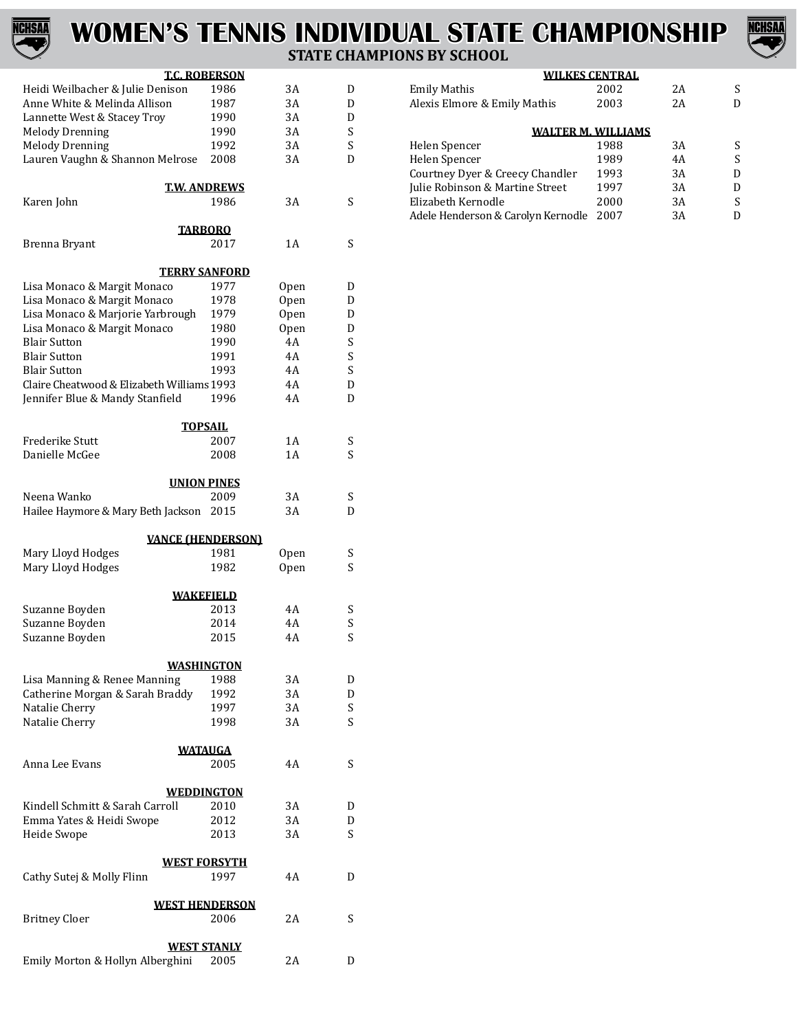# WOMEN'S TENNIS INDIVIDUAL STATE CHAMPIONSHIP

## STATE CHAMPIONS BY SCHOOL

### T.C. ROBERSON

| | | | |
|---|---|---|---|
| Heidi Weilbacher & Julie Denison | 1986 | 3A | D |
| Anne White & Melinda Allison | 1987 | 3A | D |
| Lannette West & Stacey Troy | 1990 | 3A | D |
| Melody Drenning | 1990 | 3A | S |
| Melody Drenning | 1992 | 3A | S |
| Lauren Vaughn & Shannon Melrose | 2008 | 3A | D |

### T.W. ANDREWS

| | | | |
|---|---|---|---|
| Karen John | 1986 | 3A | S |

### TARBORO

| | | | |
|---|---|---|---|
| Brenna Bryant | 2017 | 1A | S |

### TERRY SANFORD

| | | | |
|---|---|---|---|
| Lisa Monaco & Margit Monaco | 1977 | Open | D |
| Lisa Monaco & Margit Monaco | 1978 | Open | D |
| Lisa Monaco & Marjorie Yarbrough | 1979 | Open | D |
| Lisa Monaco & Margit Monaco | 1980 | Open | D |
| Blair Sutton | 1990 | 4A | S |
| Blair Sutton | 1991 | 4A | S |
| Blair Sutton | 1993 | 4A | S |
| Claire Cheatwood & Elizabeth Williams | 1993 | 4A | D |
| Jennifer Blue & Mandy Stanfield | 1996 | 4A | D |

### TOPSAIL

| | | | |
|---|---|---|---|
| Frederike Stutt | 2007 | 1A | S |
| Danielle McGee | 2008 | 1A | S |

### UNION PINES

| | | | |
|---|---|---|---|
| Neena Wanko | 2009 | 3A | S |
| Hailee Haymore & Mary Beth Jackson | 2015 | 3A | D |

### VANCE (HENDERSON)

| | | | |
|---|---|---|---|
| Mary Lloyd Hodges | 1981 | Open | S |
| Mary Lloyd Hodges | 1982 | Open | S |

### WAKEFIELD

| | | | |
|---|---|---|---|
| Suzanne Boyden | 2013 | 4A | S |
| Suzanne Boyden | 2014 | 4A | S |
| Suzanne Boyden | 2015 | 4A | S |

### WASHINGTON

| | | | |
|---|---|---|---|
| Lisa Manning & Renee Manning | 1988 | 3A | D |
| Catherine Morgan & Sarah Braddy | 1992 | 3A | D |
| Natalie Cherry | 1997 | 3A | S |
| Natalie Cherry | 1998 | 3A | S |

### WATAUGA

| | | | |
|---|---|---|---|
| Anna Lee Evans | 2005 | 4A | S |

### WEDDINGTON

| | | | |
|---|---|---|---|
| Kindell Schmitt & Sarah Carroll | 2010 | 3A | D |
| Emma Yates & Heidi Swope | 2012 | 3A | D |
| Heide Swope | 2013 | 3A | S |

### WEST FORSYTH

| | | | |
|---|---|---|---|
| Cathy Sutej & Molly Flinn | 1997 | 4A | D |

### WEST HENDERSON

| | | | |
|---|---|---|---|
| Britney Cloer | 2006 | 2A | S |

### WEST STANLY

| | | | |
|---|---|---|---|
| Emily Morton & Hollyn Alberghini | 2005 | 2A | D |

### WILKES CENTRAL

| | | | |
|---|---|---|---|
| Emily Mathis | 2002 | 2A | S |
| Alexis Elmore & Emily Mathis | 2003 | 2A | D |

### WALTER M. WILLIAMS

| | | | |
|---|---|---|---|
| Helen Spencer | 1988 | 3A | S |
| Helen Spencer | 1989 | 4A | S |
| Courtney Dyer & Creecy Chandler | 1993 | 3A | D |
| Julie Robinson & Martine Street | 1997 | 3A | D |
| Elizabeth Kernodle | 2000 | 3A | S |
| Adele Henderson & Carolyn Kernodle | 2007 | 3A | D |